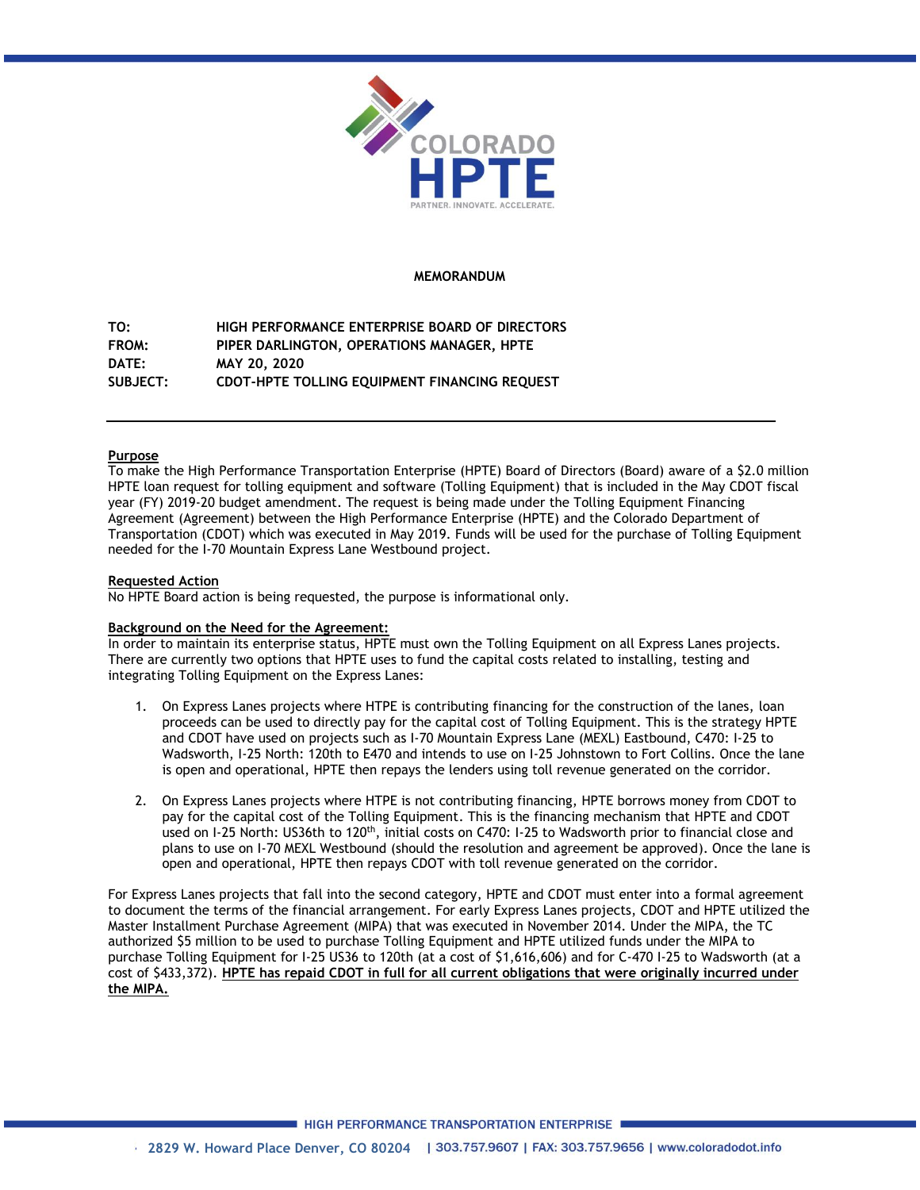**MEMORANDUM**

**TO:** HIGH PERFORMANCE ENTERPRISE BOARD OF DIRECTORS
**FROM:** PIPER DARLINGTON, OPERATIONS MANAGER, HPTE
**DATE:** MAY 20, 2020
**SUBJECT:** CDOT-HPTE TOLLING EQUIPMENT FINANCING REQUEST

---

**Purpose**

To make the High Performance Transportation Enterprise (HPTE) Board of Directors (Board) aware of a $2.0 million HPTE loan request for tolling equipment and software (Tolling Equipment) that is included in the May CDOT fiscal year (FY) 2019-20 budget amendment. The request is being made under the Tolling Equipment Financing Agreement (Agreement) between the High Performance Enterprise (HPTE) and the Colorado Department of Transportation (CDOT) which was executed in May 2019. Funds will be used for the purchase of Tolling Equipment needed for the I-70 Mountain Express Lane Westbound project.

**Requested Action**

No HPTE Board action is being requested, the purpose is informational only.

**Background on the Need for the Agreement:**

In order to maintain its enterprise status, HPTE must own the Tolling Equipment on all Express Lanes projects. There are currently two options that HPTE uses to fund the capital costs related to installing, testing and integrating Tolling Equipment on the Express Lanes:

1. On Express Lanes projects where HTPE is contributing financing for the construction of the lanes, loan proceeds can be used to directly pay for the capital cost of Tolling Equipment. This is the strategy HPTE and CDOT have used on projects such as I-70 Mountain Express Lane (MEXL) Eastbound, C470: I-25 to Wadsworth, I-25 North: 120th to E470 and intends to use on I-25 Johnstown to Fort Collins. Once the lane is open and operational, HPTE then repays the lenders using toll revenue generated on the corridor.

2. On Express Lanes projects where HTPE is not contributing financing, HPTE borrows money from CDOT to pay for the capital cost of the Tolling Equipment. This is the financing mechanism that HPTE and CDOT used on I-25 North: US36th to 120th, initial costs on C470: I-25 to Wadsworth prior to financial close and plans to use on I-70 MEXL Westbound (should the resolution and agreement be approved). Once the lane is open and operational, HPTE then repays CDOT with toll revenue generated on the corridor.

For Express Lanes projects that fall into the second category, HPTE and CDOT must enter into a formal agreement to document the terms of the financial arrangement. For early Express Lanes projects, CDOT and HPTE utilized the Master Installment Purchase Agreement (MIPA) that was executed in November 2014. Under the MIPA, the TC authorized $5 million to be used to purchase Tolling Equipment and HPTE utilized funds under the MIPA to purchase Tolling Equipment for I-25 US36 to 120th (at a cost of $1,616,606) and for C-470 I-25 to Wadsworth (at a cost of $433,372). **HPTE has repaid CDOT in full for all current obligations that were originally incurred under the MIPA.**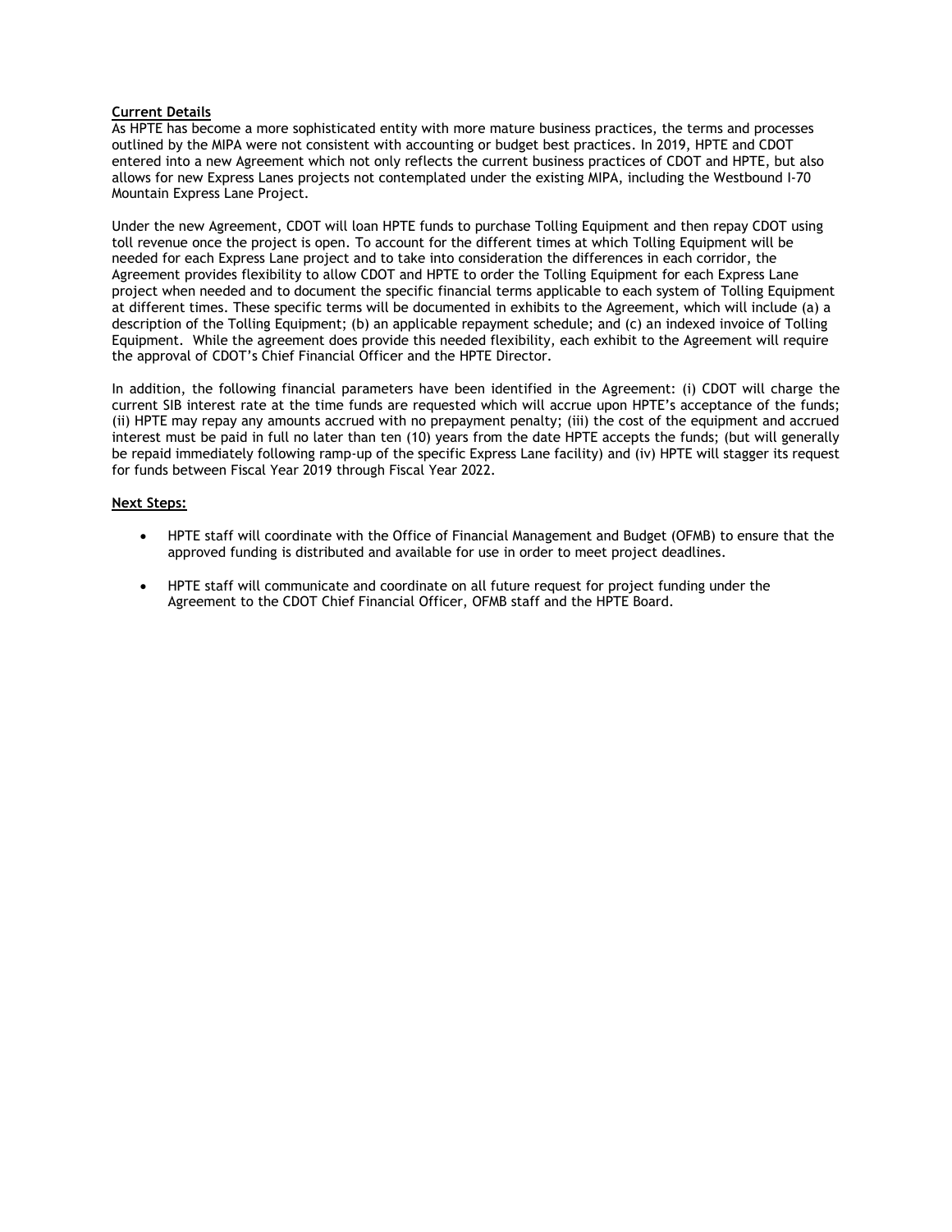**Current Details**

As HPTE has become a more sophisticated entity with more mature business practices, the terms and processes outlined by the MIPA were not consistent with accounting or budget best practices. In 2019, HPTE and CDOT entered into a new Agreement which not only reflects the current business practices of CDOT and HPTE, but also allows for new Express Lanes projects not contemplated under the existing MIPA, including the Westbound I-70 Mountain Express Lane Project.

Under the new Agreement, CDOT will loan HPTE funds to purchase Tolling Equipment and then repay CDOT using toll revenue once the project is open. To account for the different times at which Tolling Equipment will be needed for each Express Lane project and to take into consideration the differences in each corridor, the Agreement provides flexibility to allow CDOT and HPTE to order the Tolling Equipment for each Express Lane project when needed and to document the specific financial terms applicable to each system of Tolling Equipment at different times. These specific terms will be documented in exhibits to the Agreement, which will include (a) a description of the Tolling Equipment; (b) an applicable repayment schedule; and (c) an indexed invoice of Tolling Equipment. While the agreement does provide this needed flexibility, each exhibit to the Agreement will require the approval of CDOT's Chief Financial Officer and the HPTE Director.

In addition, the following financial parameters have been identified in the Agreement: (i) CDOT will charge the current SIB interest rate at the time funds are requested which will accrue upon HPTE's acceptance of the funds; (ii) HPTE may repay any amounts accrued with no prepayment penalty; (iii) the cost of the equipment and accrued interest must be paid in full no later than ten (10) years from the date HPTE accepts the funds; (but will generally be repaid immediately following ramp-up of the specific Express Lane facility) and (iv) HPTE will stagger its request for funds between Fiscal Year 2019 through Fiscal Year 2022.

**Next Steps:**

- HPTE staff will coordinate with the Office of Financial Management and Budget (OFMB) to ensure that the approved funding is distributed and available for use in order to meet project deadlines.
- HPTE staff will communicate and coordinate on all future request for project funding under the Agreement to the CDOT Chief Financial Officer, OFMB staff and the HPTE Board.